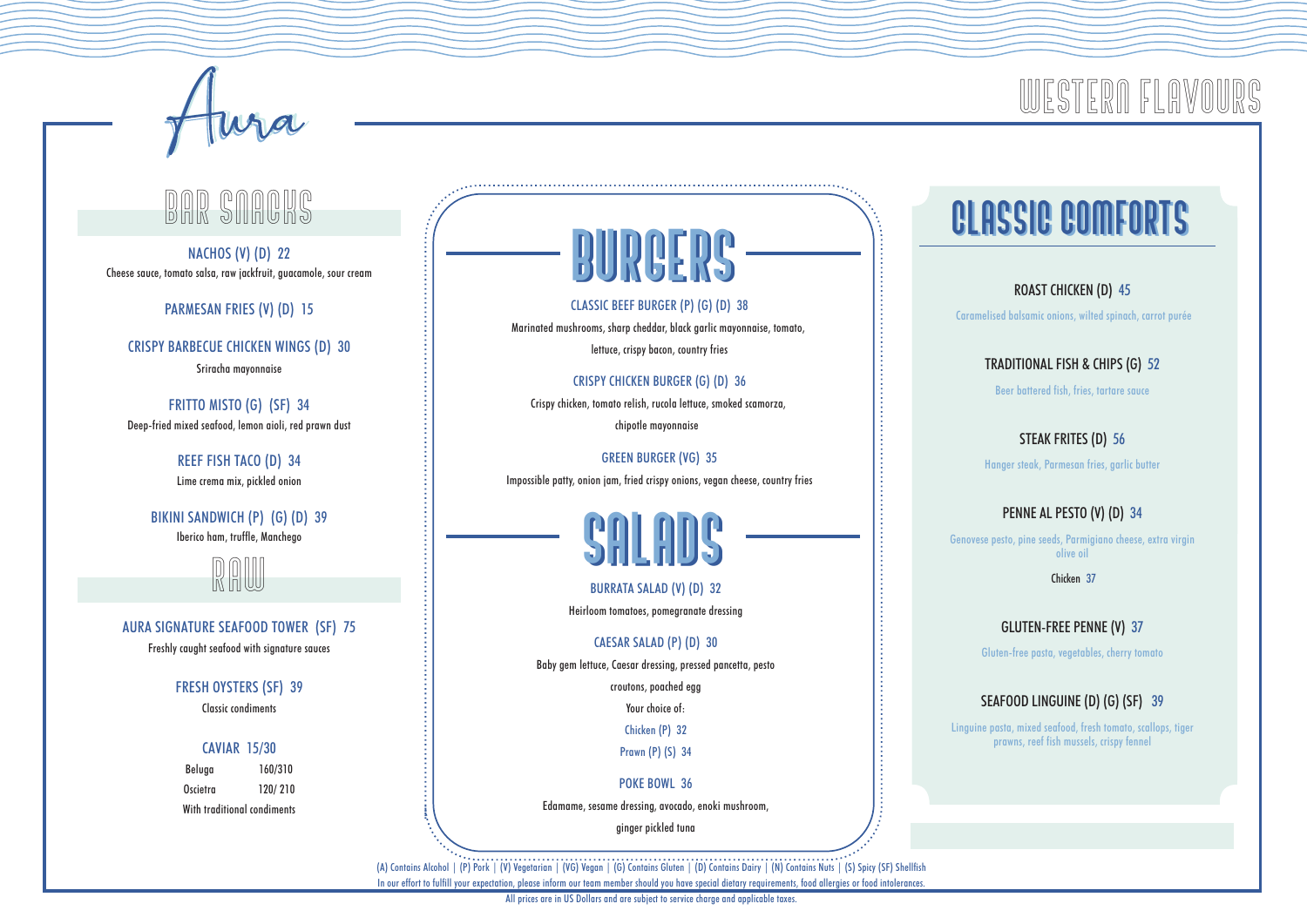# Aura

# WESTERN FLAVOURS

## BAR SNACKS

**NACHOS (V) (D) 22**
Cheese sauce, tomato salsa, raw jackfruit, guacamole, sour cream

**PARMESAN FRIES (V) (D) 15**

**CRISPY BARBECUE CHICKEN WINGS (D) 30**
Sriracha mayonnaise

**FRITTO MISTO (G) (SF) 34**
Deep-fried mixed seafood, lemon aioli, red prawn dust

**REEF FISH TACO (D) 34**
Lime crema mix, pickled onion

**BIKINI SANDWICH (P) (G) (D) 39**
Iberico ham, truffle, Manchego

## RAW

**AURA SIGNATURE SEAFOOD TOWER (SF) 75**
Freshly caught seafood with signature sauces

**FRESH OYSTERS (SF) 39**
Classic condiments

**CAVIAR 15/30**

| Beluga | 160/310 |
|---|---|
| Oscietra | 120/ 210 |

With traditional condiments

## BURGERS

**CLASSIC BEEF BURGER (P) (G) (D) 38**
Marinated mushrooms, sharp cheddar, black garlic mayonnaise, tomato, lettuce, crispy bacon, country fries

**CRISPY CHICKEN BURGER (G) (D) 36**
Crispy chicken, tomato relish, rucola lettuce, smoked scamorza, chipotle mayonnaise

**GREEN BURGER (VG) 35**
Impossible patty, onion jam, fried crispy onions, vegan cheese, country fries

## SALADS

**BURRATA SALAD (V) (D) 32**
Heirloom tomatoes, pomegranate dressing

**CAESAR SALAD (P) (D) 30**
Baby gem lettuce, Caesar dressing, pressed pancetta, pesto croutons, poached egg
Your choice of:
Chicken (P) 32
Prawn (P) (S) 34

**POKE BOWL 36**
Edamame, sesame dressing, avocado, enoki mushroom, ginger pickled tuna

## CLASSIC COMFORTS

**ROAST CHICKEN (D) 45**
Caramelised balsamic onions, wilted spinach, carrot purée

**TRADITIONAL FISH & CHIPS (G) 52**
Beer battered fish, fries, tartare sauce

**STEAK FRITES (D) 56**
Hanger steak, Parmesan fries, garlic butter

**PENNE AL PESTO (V) (D) 34**
Genovese pesto, pine seeds, Parmigiano cheese, extra virgin olive oil
Chicken 37

**GLUTEN-FREE PENNE (V) 37**
Gluten-free pasta, vegetables, cherry tomato

**SEAFOOD LINGUINE (D) (G) (SF) 39**
Linguine pasta, mixed seafood, fresh tomato, scallops, tiger prawns, reef fish mussels, crispy fennel

(A) Contains Alcohol | (P) Pork | (V) Vegetarian | (VG) Vegan | (G) Contains Gluten | (D) Contains Dairy | (N) Contains Nuts | (S) Spicy (SF) Shellfish
In our effort to fulfill your expectation, please inform our team member should you have special dietary requirements, food allergies or food intolerances.
All prices are in US Dollars and are subject to service charge and applicable taxes.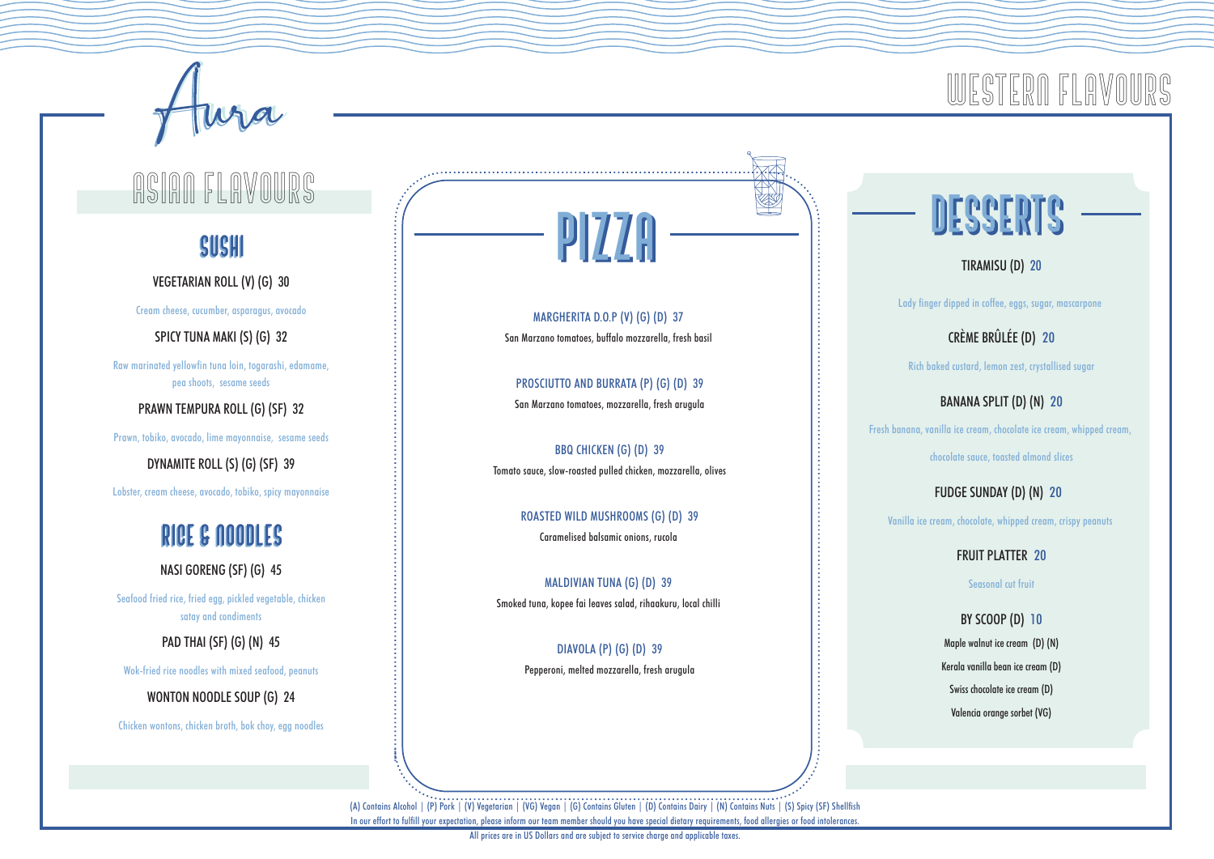# Aura

## ASIAN FLAVOURS

### SUSHI

VEGETARIAN ROLL (V) (G) 30

Cream cheese, cucumber, asparagus, avocado

SPICY TUNA MAKI (S) (G) 32

Raw marinated yellowfin tuna loin, togarashi, edamame, pea shoots, sesame seeds

PRAWN TEMPURA ROLL (G) (SF) 32

Prawn, tobiko, avocado, lime mayonnaise, sesame seeds

DYNAMITE ROLL (S) (G) (SF) 39

Lobster, cream cheese, avocado, tobiko, spicy mayonnaise

### RICE & NOODLES

NASI GORENG (SF) (G) 45

Seafood fried rice, fried egg, pickled vegetable, chicken satay and condiments

PAD THAI (SF) (G) (N) 45

Wok-fried rice noodles with mixed seafood, peanuts

WONTON NOODLE SOUP (G) 24

Chicken wontons, chicken broth, bok choy, egg noodles

### PIZZA

MARGHERITA D.O.P (V) (G) (D) 37

San Marzano tomatoes, buffalo mozzarella, fresh basil

PROSCIUTTO AND BURRATA (P) (G) (D) 39

San Marzano tomatoes, mozzarella, fresh arugula

BBQ CHICKEN (G) (D) 39

Tomato sauce, slow-roasted pulled chicken, mozzarella, olives

ROASTED WILD MUSHROOMS (G) (D) 39

Caramelised balsamic onions, rucola

MALDIVIAN TUNA (G) (D) 39

Smoked tuna, kopee fai leaves salad, rihaakuru, local chilli

DIAVOLA (P) (G) (D) 39

Pepperoni, melted mozzarella, fresh arugula

## WESTERN FLAVOURS

### DESSERTS

TIRAMISU (D) 20

Lady finger dipped in coffee, eggs, sugar, mascarpone

CRÈME BRÛLÉE (D) 20

Rich baked custard, lemon zest, crystallised sugar

BANANA SPLIT (D) (N) 20

Fresh banana, vanilla ice cream, chocolate ice cream, whipped cream, chocolate sauce, toasted almond slices

FUDGE SUNDAY (D) (N) 20

Vanilla ice cream, chocolate, whipped cream, crispy peanuts

FRUIT PLATTER 20

Seasonal cut fruit

BY SCOOP (D) 10

Maple walnut ice cream (D) (N)

Kerala vanilla bean ice cream (D)

Swiss chocolate ice cream (D)

Valencia orange sorbet (VG)

(A) Contains Alcohol | (P) Pork | (V) Vegetarian | (VG) Vegan | (G) Contains Gluten | (D) Contains Dairy | (N) Contains Nuts | (S) Spicy (SF) Shellfish

In our effort to fulfill your expectation, please inform our team member should you have special dietary requirements, food allergies or food intolerances.

All prices are in US Dollars and are subject to service charge and applicable taxes.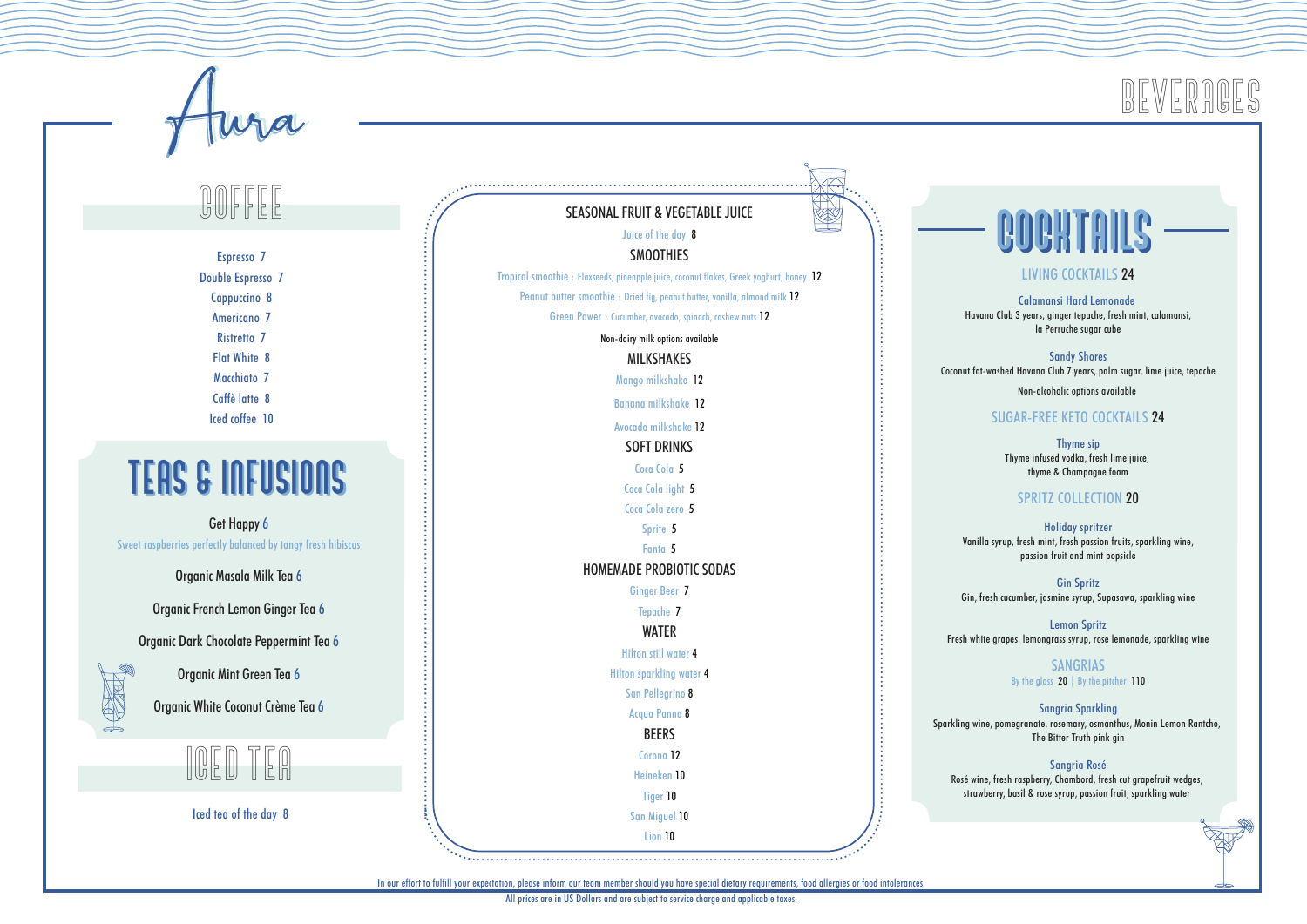# Aura

# BEVERAGES

## COFFEE

Espresso 7
Double Espresso 7
Cappuccino 8
Americano 7
Ristretto 7
Flat White 8
Macchiato 7
Caffè latte 8
Iced coffee 10

## TEAS & INFUSIONS

Get Happy 6
Sweet raspberries perfectly balanced by tangy fresh hibiscus

Organic Masala Milk Tea 6

Organic French Lemon Ginger Tea 6

Organic Dark Chocolate Peppermint Tea 6

Organic Mint Green Tea 6

Organic White Coconut Crème Tea 6

## ICED TEA

Iced tea of the day 8

### SEASONAL FRUIT & VEGETABLE JUICE

Juice of the day 8

### SMOOTHIES

Tropical smoothie : Flaxseeds, pineapple juice, coconut flakes, Greek yoghurt, honey 12
Peanut butter smoothie : Dried fig, peanut butter, vanilla, almond milk 12
Green Power : Cucumber, avocado, spinach, cashew nuts 12

Non-dairy milk options available

### MILKSHAKES

Mango milkshake 12
Banana milkshake 12
Avocado milkshake 12

### SOFT DRINKS

Coca Cola 5
Coca Cola light 5
Coca Cola zero 5
Sprite 5
Fanta 5

### HOMEMADE PROBIOTIC SODAS

Ginger Beer 7
Tepache 7

### WATER

Hilton still water 4
Hilton sparkling water 4
San Pellegrino 8
Acqua Panna 8

### BEERS

Corona 12
Heineken 10
Tiger 10
San Miguel 10
Lion 10

## COCKTAILS

### LIVING COCKTAILS 24

**Calamansi Hard Lemonade**
Havana Club 3 years, ginger tepache, fresh mint, calamansi, la Perruche sugar cube

**Sandy Shores**
Coconut fat-washed Havana Club 7 years, palm sugar, lime juice, tepache

Non-alcoholic options available

### SUGAR-FREE KETO COCKTAILS 24

**Thyme sip**
Thyme infused vodka, fresh lime juice, thyme & Champagne foam

### SPRITZ COLLECTION 20

**Holiday spritzer**
Vanilla syrup, fresh mint, fresh passion fruits, sparkling wine, passion fruit and mint popsicle

**Gin Spritz**
Gin, fresh cucumber, jasmine syrup, Supasawa, sparkling wine

**Lemon Spritz**
Fresh white grapes, lemongrass syrup, rose lemonade, sparkling wine

### SANGRIAS

By the glass 20 | By the pitcher 110

**Sangria Sparkling**
Sparkling wine, pomegranate, rosemary, osmanthus, Monin Lemon Rantcho, The Bitter Truth pink gin

**Sangria Rosé**
Rosé wine, fresh raspberry, Chambord, fresh cut grapefruit wedges, strawberry, basil & rose syrup, passion fruit, sparkling water

In our effort to fulfill your expectation, please inform our team member should you have special dietary requirements, food allergies or food intolerances.
All prices are in US Dollars and are subject to service charge and applicable taxes.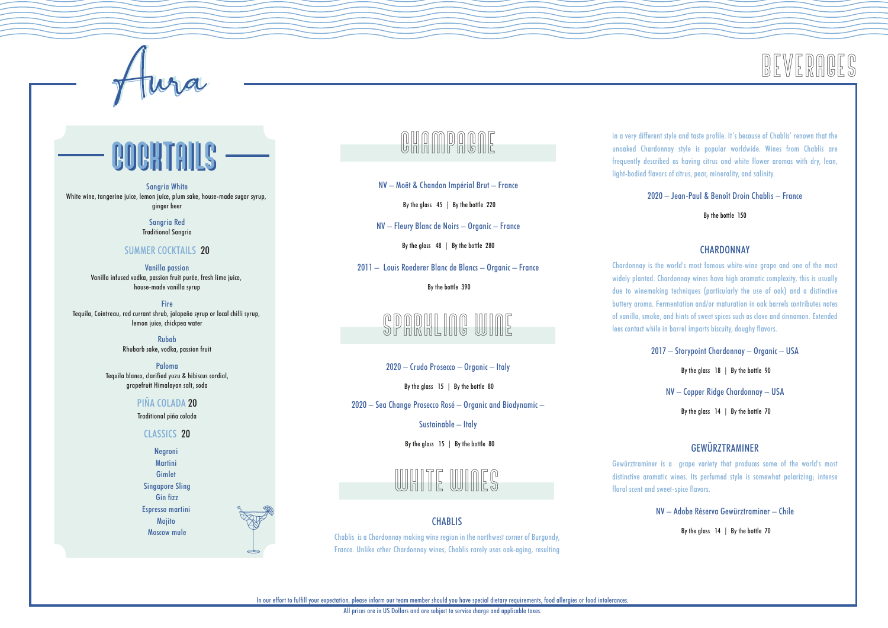# Aura

# BEVERAGES

## COCKTAILS

**Sangria White**
White wine, tangerine juice, lemon juice, plum sake, house-made sugar syrup, ginger beer

**Sangria Red**
Traditional Sangria

### SUMMER COCKTAILS 20

**Vanilla passion**
Vanilla infused vodka, passion fruit purée, fresh lime juice, house-made vanilla syrup

**Fire**
Tequila, Cointreau, red currant shrub, jalapeño syrup or local chilli syrup, lemon juice, chickpea water

**Rubab**
Rhubarb sake, vodka, passion fruit

**Paloma**
Tequila blanco, clarified yuzu & hibiscus cordial, grapefruit Himalayan salt, soda

### PIÑA COLADA 20

Traditional piña colada

### CLASSICS 20

- Negroni
- Martini
- Gimlet
- Singapore Sling
- Gin fizz
- Espresso martini
- Mojito
- Moscow mule

## CHAMPAGNE

**NV – Moët & Chandon Impérial Brut – France**
By the glass 45 | By the bottle 220

**NV – Fleury Blanc de Noirs – Organic – France**
By the glass 48 | By the bottle 280

**2011 – Louis Roederer Blanc de Blancs – Organic – France**
By the bottle 390

## SPARKLING WINE

**2020 – Crudo Prosecco – Organic – Italy**
By the glass 15 | By the bottle 80

**2020 – Sea Change Prosecco Rosé – Organic and Biodynamic – Sustainable – Italy**
By the glass 15 | By the bottle 80

## WHITE WINES

### CHABLIS

Chablis is a Chardonnay making wine region in the northwest corner of Burgundy, France. Unlike other Chardonnay wines, Chablis rarely uses oak-aging, resulting in a very different style and taste profile. It's because of Chablis' renown that the unoaked Chardonnay style is popular worldwide. Wines from Chablis are frequently described as having citrus and white flower aromas with dry, lean, light-bodied flavors of citrus, pear, minerality, and salinity.

**2020 – Jean-Paul & Benoît Droin Chablis – France**
By the bottle 150

### CHARDONNAY

Chardonnay is the world's most famous white-wine grape and one of the most widely planted. Chardonnay wines have high aromatic complexity, this is usually due to winemaking techniques (particularly the use of oak) and a distinctive buttery aroma. Fermentation and/or maturation in oak barrels contributes notes of vanilla, smoke, and hints of sweet spices such as clove and cinnamon. Extended lees contact while in barrel imparts biscuity, doughy flavors.

**2017 – Storypoint Chardonnay – Organic – USA**
By the glass 18 | By the bottle 90

**NV – Copper Ridge Chardonnay – USA**
By the glass 14 | By the bottle 70

### GEWÜRZTRAMINER

Gewürztraminer is a grape variety that produces some of the world's most distinctive aromatic wines. Its perfumed style is somewhat polarizing; intense floral scent and sweet-spice flavors.

**NV – Adobe Réserva Gewürztraminer – Chile**
By the glass 14 | By the bottle 70

In our effort to fulfill your expectation, please inform our team member should you have special dietary requirements, food allergies or food intolerances.
All prices are in US Dollars and are subject to service charge and applicable taxes.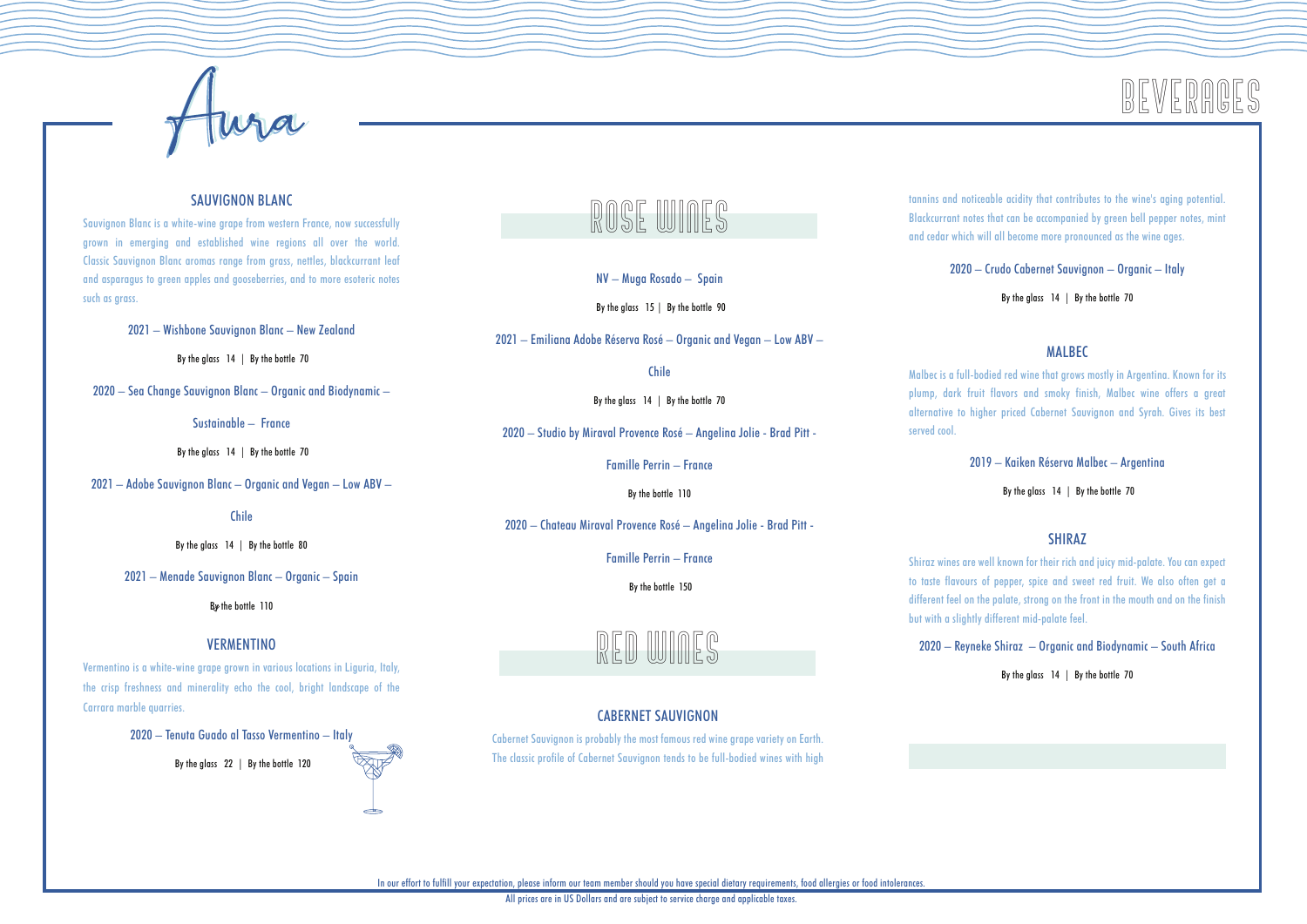# Aura

# BEVERAGES

## SAUVIGNON BLANC

Sauvignon Blanc is a white-wine grape from western France, now successfully grown in emerging and established wine regions all over the world. Classic Sauvignon Blanc aromas range from grass, nettles, blackcurrant leaf and asparagus to green apples and gooseberries, and to more esoteric notes such as grass.

2021 – Wishbone Sauvignon Blanc – New Zealand

By the glass 14 | By the bottle 70

2020 – Sea Change Sauvignon Blanc – Organic and Biodynamic – Sustainable – France

By the glass 14 | By the bottle 70

2021 – Adobe Sauvignon Blanc – Organic and Vegan – Low ABV – Chile

By the glass 14 | By the bottle 80

2021 – Menade Sauvignon Blanc – Organic – Spain

By the bottle 110

## VERMENTINO

Vermentino is a white-wine grape grown in various locations in Liguria, Italy, the crisp freshness and minerality echo the cool, bright landscape of the Carrara marble quarries.

2020 – Tenuta Guado al Tasso Vermentino – Italy

By the glass 22 | By the bottle 120

# ROSE WINES

NV – Muga Rosado – Spain

By the glass 15 | By the bottle 90

2021 – Emiliana Adobe Réserva Rosé – Organic and Vegan – Low ABV – Chile

By the glass 14 | By the bottle 70

2020 – Studio by Miraval Provence Rosé – Angelina Jolie - Brad Pitt - Famille Perrin – France

By the bottle 110

2020 – Chateau Miraval Provence Rosé – Angelina Jolie - Brad Pitt - Famille Perrin – France

By the bottle 150

# RED WINES

## CABERNET SAUVIGNON

Cabernet Sauvignon is probably the most famous red wine grape variety on Earth. The classic profile of Cabernet Sauvignon tends to be full-bodied wines with high tannins and noticeable acidity that contributes to the wine's aging potential. Blackcurrant notes that can be accompanied by green bell pepper notes, mint and cedar which will all become more pronounced as the wine ages.

2020 – Crudo Cabernet Sauvignon – Organic – Italy

By the glass 14 | By the bottle 70

## MALBEC

Malbec is a full-bodied red wine that grows mostly in Argentina. Known for its plump, dark fruit flavors and smoky finish, Malbec wine offers a great alternative to higher priced Cabernet Sauvignon and Syrah. Gives its best served cool.

2019 – Kaiken Réserva Malbec – Argentina

By the glass 14 | By the bottle 70

## SHIRAZ

Shiraz wines are well known for their rich and juicy mid-palate. You can expect to taste flavours of pepper, spice and sweet red fruit. We also often get a different feel on the palate, strong on the front in the mouth and on the finish but with a slightly different mid-palate feel.

2020 – Reyneke Shiraz – Organic and Biodynamic – South Africa

By the glass 14 | By the bottle 70

In our effort to fulfill your expectation, please inform our team member should you have special dietary requirements, food allergies or food intolerances.

All prices are in US Dollars and are subject to service charge and applicable taxes.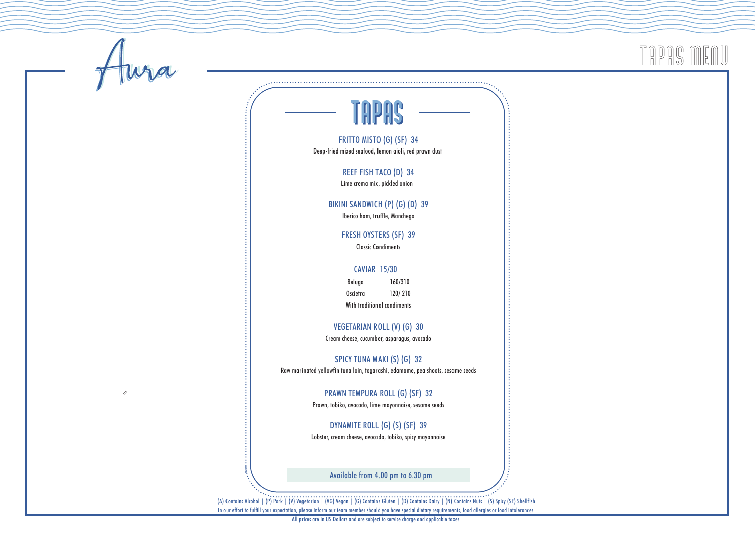# Aura

TAPAS MENU

## TAPAS

### FRITTO MISTO (G) (SF) 34

Deep-fried mixed seafood, lemon aioli, red prawn dust

### REEF FISH TACO (D) 34

Lime crema mix, pickled onion

### BIKINI SANDWICH (P) (G) (D) 39

Iberico ham, truffle, Manchego

### FRESH OYSTERS (SF) 39

Classic Condiments

### CAVIAR 15/30

| | |
|---|---|
| Beluga | 160/310 |
| Oscietra | 120/ 210 |

With traditional condiments

### VEGETARIAN ROLL (V) (G) 30

Cream cheese, cucumber, asparagus, avocado

### SPICY TUNA MAKI (S) (G) 32

Raw marinated yellowfin tuna loin, togarashi, edamame, pea shoots, sesame seeds

### PRAWN TEMPURA ROLL (G) (SF) 32

Prawn, tobiko, avocado, lime mayonnaise, sesame seeds

### DYNAMITE ROLL (G) (S) (SF) 39

Lobster, cream cheese, avocado, tobiko, spicy mayonnaise

Available from 4.00 pm to 6.30 pm

(A) Contains Alcohol | (P) Pork | (V) Vegetarian | (VG) Vegan | (G) Contains Gluten | (D) Contains Dairy | (N) Contains Nuts | (S) Spicy (SF) Shellfish

In our effort to fulfill your expectation, please inform our team member should you have special dietary requirements, food allergies or food intolerances.

All prices are in US Dollars and are subject to service charge and applicable taxes.